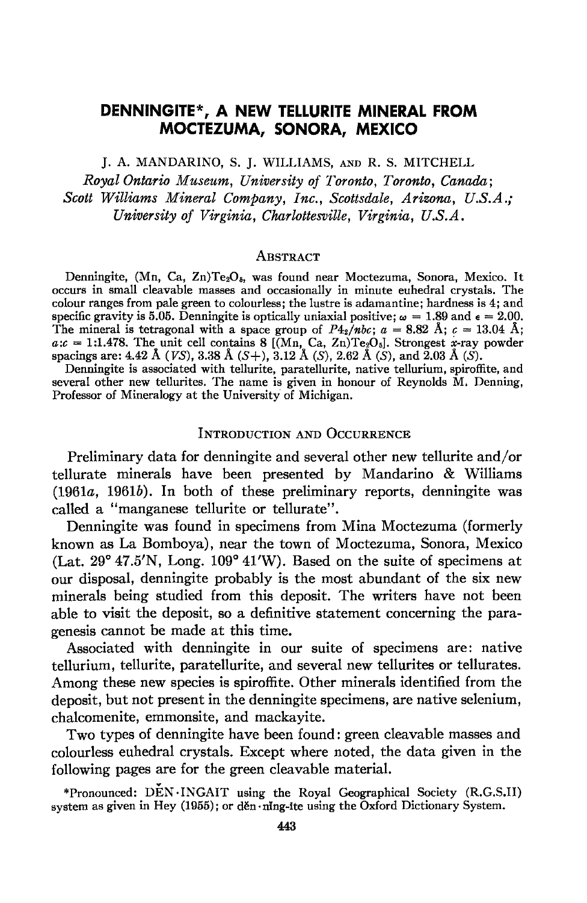# DENNINGITE*, A NEW TELLURITE MINERAL FROM MOCTEZUMA, SONORA, MEXICO

J. A. MANDARINO, S. J. WILLIAMS, AND R. S. MITCHELL

*Royal Ontario Museum, University of Toronto, Toronto, Canada;*
*Scott Williams Mineral Company, Inc., Scottsdale, Arizona, U.S.A.;*
*University of Virginia, Charlottesville, Virginia, U.S.A.*

## Abstract

Denningite, (Mn, Ca, Zn)$Te_2O_5$, was found near Moctezuma, Sonora, Mexico. It occurs in small cleavable masses and occasionally in minute euhedral crystals. The colour ranges from pale green to colourless; the lustre is adamantine; hardness is 4; and specific gravity is 5.05. Denningite is optically uniaxial positive; $\omega = 1.89$ and $\epsilon = 2.00$. The mineral is tetragonal with a space group of $P4_2/nbc$; $a = 8.82$ Å; $c = 13.04$ Å; $a{:}c = 1{:}1.478$. The unit cell contains 8 [(Mn, Ca, Zn)$Te_2O_5$]. Strongest *x*-ray powder spacings are: 4.42 Å (*VS*), 3.38 Å (*S*+), 3.12 Å (*S*), 2.62 Å (*S*), and 2.03 Å (*S*).

Denningite is associated with tellurite, paratellurite, native tellurium, spiroffite, and several other new tellurites. The name is given in honour of Reynolds M. Denning, Professor of Mineralogy at the University of Michigan.

## Introduction and Occurrence

Preliminary data for denningite and several other new tellurite and/or tellurate minerals have been presented by Mandarino & Williams (1961*a*, 1961*b*). In both of these preliminary reports, denningite was called a "manganese tellurite or tellurate".

Denningite was found in specimens from Mina Moctezuma (formerly known as La Bomboya), near the town of Moctezuma, Sonora, Mexico (Lat. 29° 47.5′N, Long. 109° 41′W). Based on the suite of specimens at our disposal, denningite probably is the most abundant of the six new minerals being studied from this deposit. The writers have not been able to visit the deposit, so a definitive statement concerning the paragenesis cannot be made at this time.

Associated with denningite in our suite of specimens are: native tellurium, tellurite, paratellurite, and several new tellurites or tellurates. Among these new species is spiroffite. Other minerals identified from the deposit, but not present in the denningite specimens, are native selenium, chalcomenite, emmonsite, and mackayite.

Two types of denningite have been found: green cleavable masses and colourless euhedral crystals. Except where noted, the data given in the following pages are for the green cleavable material.

*Pronounced: DĔN·INGAIT using the Royal Geographical Society (R.G.S.II) system as given in Hey (1955); or dĕn·nĭng-īte using the Oxford Dictionary System.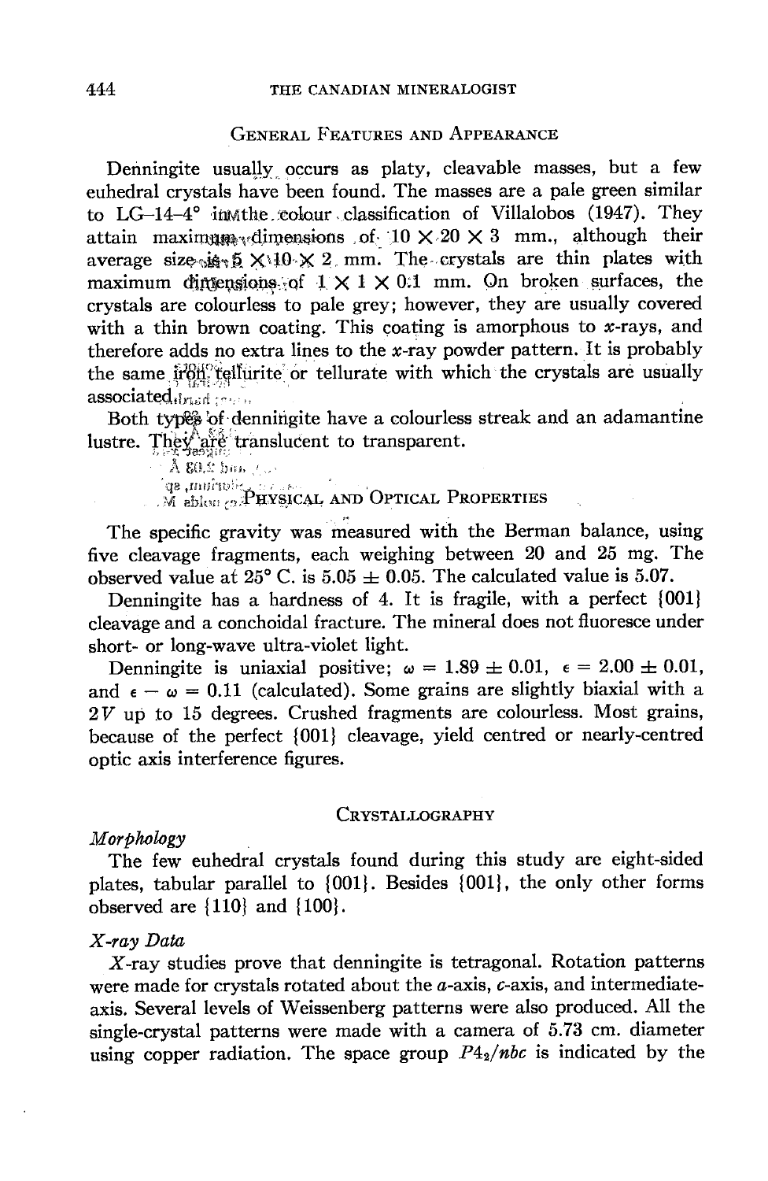## General Features and Appearance

Denningite usually occurs as platy, cleavable masses, but a few euhedral crystals have been found. The masses are a pale green similar to LG–14–4° in the colour classification of Villalobos (1947). They attain maximum dimensions of $10 \times 20 \times 3$ mm., although their average size is $5 \times 10 \times 2$ mm. The crystals are thin plates with maximum dimensions of $1 \times 1 \times 0.1$ mm. On broken surfaces, the crystals are colourless to pale grey; however, they are usually covered with a thin brown coating. This coating is amorphous to $x$-rays, and therefore adds no extra lines to the $x$-ray powder pattern. It is probably the same iron tellurite or tellurate with which the crystals are usually associated.

Both types of denningite have a colourless streak and an adamantine lustre. They are translucent to transparent.

## Physical and Optical Properties

The specific gravity was measured with the Berman balance, using five cleavage fragments, each weighing between 20 and 25 mg. The observed value at 25° C. is $5.05 \pm 0.05$. The calculated value is 5.07.

Denningite has a hardness of 4. It is fragile, with a perfect {001} cleavage and a conchoidal fracture. The mineral does not fluoresce under short- or long-wave ultra-violet light.

Denningite is uniaxial positive; $\omega = 1.89 \pm 0.01$, $\epsilon = 2.00 \pm 0.01$, and $\epsilon - \omega = 0.11$ (calculated). Some grains are slightly biaxial with a $2V$ up to 15 degrees. Crushed fragments are colourless. Most grains, because of the perfect {001} cleavage, yield centred or nearly-centred optic axis interference figures.

## Crystallography

### *Morphology*

The few euhedral crystals found during this study are eight-sided plates, tabular parallel to {001}. Besides {001}, the only other forms observed are {110} and {100}.

### *X-ray Data*

$X$-ray studies prove that denningite is tetragonal. Rotation patterns were made for crystals rotated about the $a$-axis, $c$-axis, and intermediate-axis. Several levels of Weissenberg patterns were also produced. All the single-crystal patterns were made with a camera of 5.73 cm. diameter using copper radiation. The space group $P4_2/nbc$ is indicated by the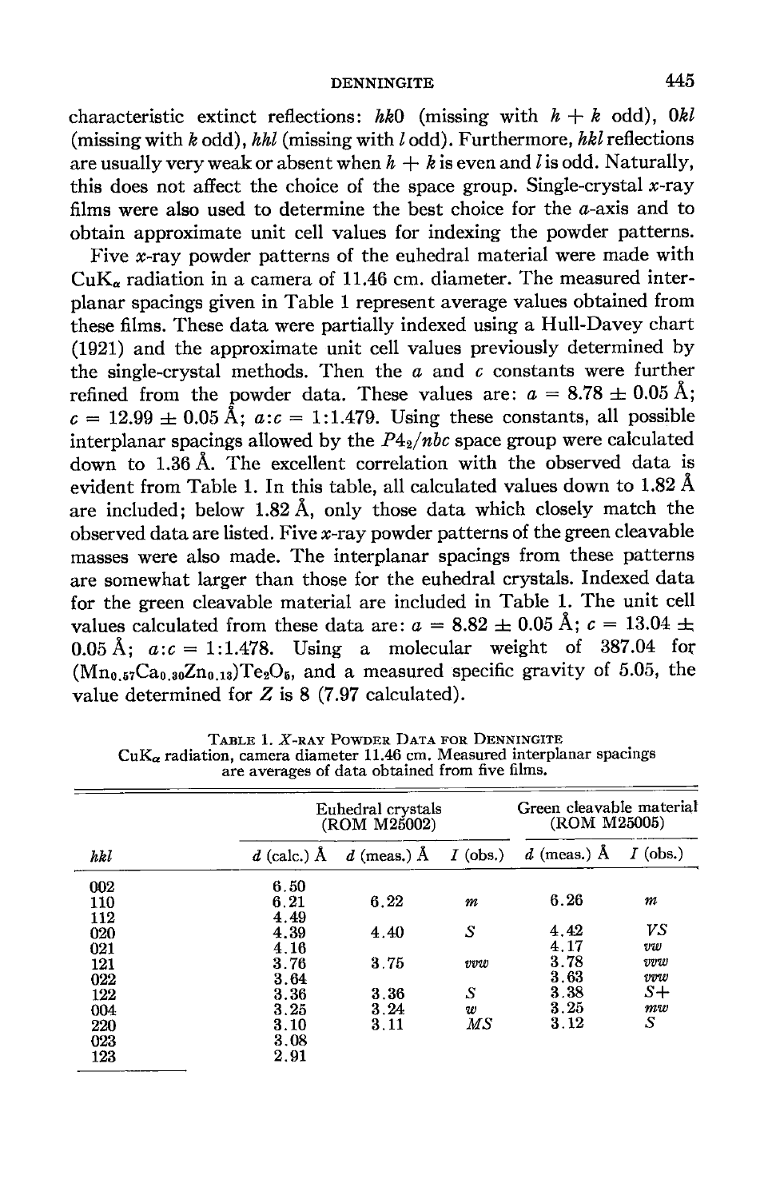characteristic extinct reflections: $hk0$ (missing with $h+k$ odd), $0kl$ (missing with $k$ odd), $hhl$ (missing with $l$ odd). Furthermore, $hkl$ reflections are usually very weak or absent when $h+k$ is even and $l$ is odd. Naturally, this does not affect the choice of the space group. Single-crystal $x$-ray films were also used to determine the best choice for the $a$-axis and to obtain approximate unit cell values for indexing the powder patterns.

Five $x$-ray powder patterns of the euhedral material were made with $CuK_\alpha$ radiation in a camera of 11.46 cm. diameter. The measured interplanar spacings given in Table 1 represent average values obtained from these films. These data were partially indexed using a Hull-Davey chart (1921) and the approximate unit cell values previously determined by the single-crystal methods. Then the $a$ and $c$ constants were further refined from the powder data. These values are: $a = 8.78 \pm 0.05$ Å; $c = 12.99 \pm 0.05$ Å; $a{:}c = 1{:}1.479$. Using these constants, all possible interplanar spacings allowed by the $P4_2/nbc$ space group were calculated down to 1.36 Å. The excellent correlation with the observed data is evident from Table 1. In this table, all calculated values down to 1.82 Å are included; below 1.82 Å, only those data which closely match the observed data are listed. Five $x$-ray powder patterns of the green cleavable masses were also made. The interplanar spacings from these patterns are somewhat larger than those for the euhedral crystals. Indexed data for the green cleavable material are included in Table 1. The unit cell values calculated from these data are: $a = 8.82 \pm 0.05$ Å; $c = 13.04 \pm 0.05$ Å; $a{:}c = 1{:}1.478$. Using a molecular weight of 387.04 for $(Mn_{0.57}Ca_{0.30}Zn_{0.13})Te_2O_5$, and a measured specific gravity of 5.05, the value determined for $Z$ is 8 (7.97 calculated).

Table 1. $X$-ray Powder Data for Denningite
$CuK_\alpha$ radiation, camera diameter 11.46 cm. Measured interplanar spacings are averages of data obtained from five films.

| | Euhedral crystals (ROM M25002) | | | Green cleavable material (ROM M25005) | |
|---|---|---|---|---|---|
| *hkl* | *d* (calc.) Å | *d* (meas.) Å | *I* (obs.) | *d* (meas.) Å | *I* (obs.) |
| 002 | 6.50 | | | | |
| 110 | 6.21 | 6.22 | *m* | 6.26 | *m* |
| 112 | 4.49 | | | | |
| 020 | 4.39 | 4.40 | *S* | 4.42 | *VS* |
| 021 | 4.16 | | | 4.17 | *vw* |
| 121 | 3.76 | 3.75 | *vvw* | 3.78 | *vvw* |
| 022 | 3.64 | | | 3.63 | *vvw* |
| 122 | 3.36 | 3.36 | *S* | 3.38 | *S+* |
| 004 | 3.25 | 3.24 | *w* | 3.25 | *mw* |
| 220 | 3.10 | 3.11 | *MS* | 3.12 | *S* |
| 023 | 3.08 | | | | |
| 123 | 2.91 | | | | |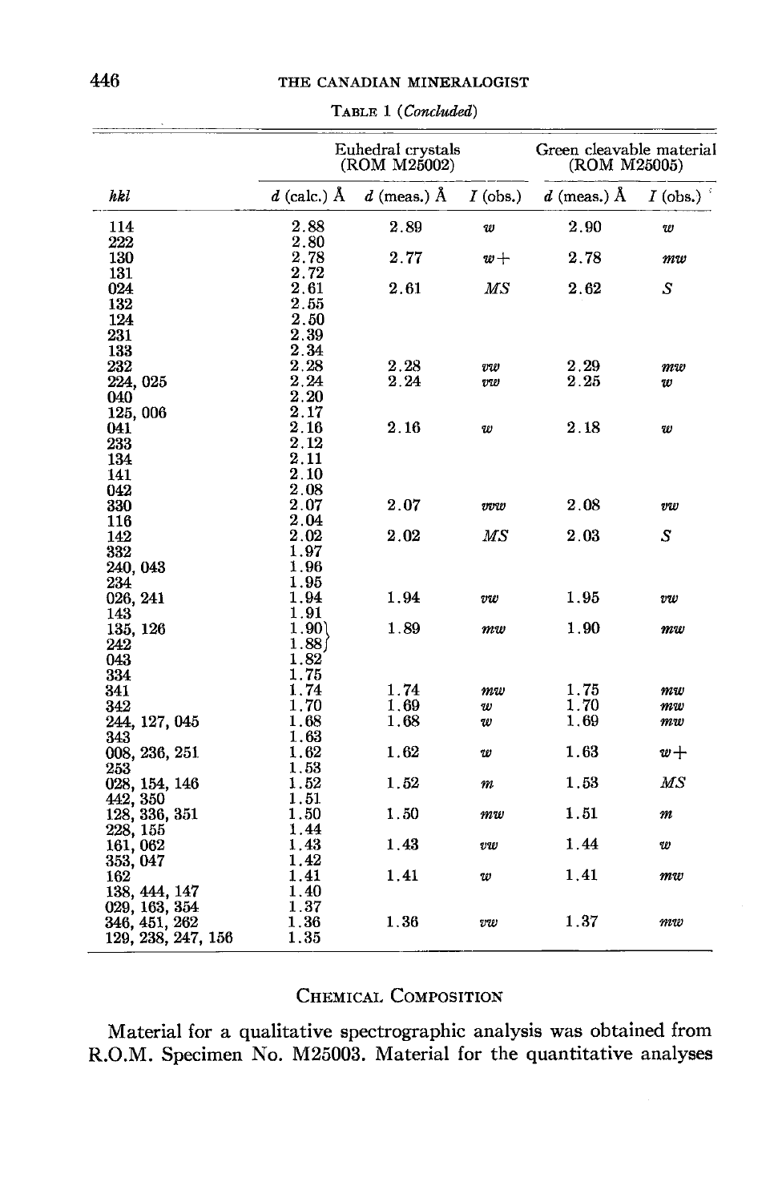TABLE 1 (*Concluded*)

| | | Euhedral crystals (ROM M25002) | | Green cleavable material (ROM M25005) | |
|---|---|---|---|---|---|
| *hkl* | *d* (calc.) Å | *d* (meas.) Å | *I* (obs.) | *d* (meas.) Å | *I* (obs.) |
| 114 | 2.88 | 2.89 | *w* | 2.90 | *w* |
| 222 | 2.80 | | | | |
| 130 | 2.78 | 2.77 | *w*+ | 2.78 | *mw* |
| 131 | 2.72 | | | | |
| 024 | 2.61 | 2.61 | *MS* | 2.62 | *S* |
| 132 | 2.55 | | | | |
| 124 | 2.50 | | | | |
| 231 | 2.39 | | | | |
| 133 | 2.34 | | | | |
| 232 | 2.28 | 2.28 | *vw* | 2.29 | *mw* |
| 224, 025 | 2.24 | 2.24 | *vw* | 2.25 | *w* |
| 040 | 2.20 | | | | |
| 125, 006 | 2.17 | | | | |
| 041 | 2.16 | 2.16 | *w* | 2.18 | *w* |
| 233 | 2.12 | | | | |
| 134 | 2.11 | | | | |
| 141 | 2.10 | | | | |
| 042 | 2.08 | | | | |
| 330 | 2.07 | 2.07 | *vvw* | 2.08 | *vw* |
| 116 | 2.04 | | | | |
| 142 | 2.02 | 2.02 | *MS* | 2.03 | *S* |
| 332 | 1.97 | | | | |
| 240, 043 | 1.96 | | | | |
| 234 | 1.95 | | | | |
| 026, 241 | 1.94 | 1.94 | *vw* | 1.95 | *vw* |
| 143 | 1.91 | | | | |
| 135, 126 | 1.90 } | 1.89 | *mw* | 1.90 | *mw* |
| 242 | 1.88 } | | | | |
| 043 | 1.82 | | | | |
| 334 | 1.75 | | | | |
| 341 | 1.74 | 1.74 | *mw* | 1.75 | *mw* |
| 342 | 1.70 | 1.69 | *w* | 1.70 | *mw* |
| 244, 127, 045 | 1.68 | 1.68 | *w* | 1.69 | *mw* |
| 343 | 1.63 | | | | |
| 008, 236, 251 | 1.62 | 1.62 | *w* | 1.63 | *w*+ |
| 253 | 1.53 | | | | |
| 028, 154, 146 | 1.52 | 1.52 | *m* | 1.53 | *MS* |
| 442, 350 | 1.51 | | | | |
| 128, 336, 351 | 1.50 | 1.50 | *mw* | 1.51 | *m* |
| 228, 155 | 1.44 | | | | |
| 161, 062 | 1.43 | 1.43 | *vw* | 1.44 | *w* |
| 353, 047 | 1.42 | | | | |
| 162 | 1.41 | 1.41 | *w* | 1.41 | *mw* |
| 138, 444, 147 | 1.40 | | | | |
| 029, 163, 354 | 1.37 | | | | |
| 346, 451, 262 | 1.36 | 1.36 | *vw* | 1.37 | *mw* |
| 129, 238, 247, 156 | 1.35 | | | | |

## CHEMICAL COMPOSITION

Material for a qualitative spectrographic analysis was obtained from R.O.M. Specimen No. M25003. Material for the quantitative analyses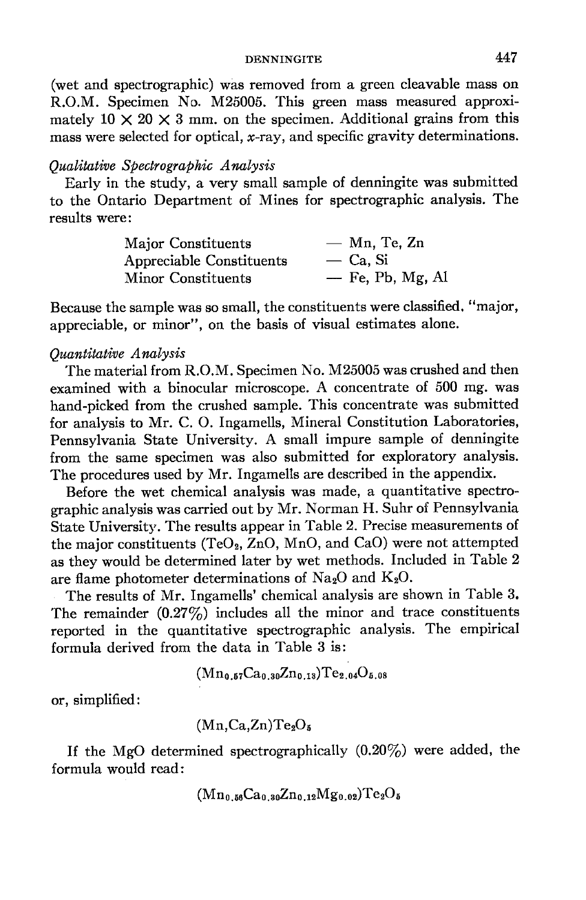(wet and spectrographic) was removed from a green cleavable mass on R.O.M. Specimen No. M25005. This green mass measured approximately 10 × 20 × 3 mm. on the specimen. Additional grains from this mass were selected for optical, *x*-ray, and specific gravity determinations.

*Qualitative Spectrographic Analysis*

Early in the study, a very small sample of denningite was submitted to the Ontario Department of Mines for spectrographic analysis. The results were:

| | |
|---|---|
| Major Constituents | — Mn, Te, Zn |
| Appreciable Constituents | — Ca, Si |
| Minor Constituents | — Fe, Pb, Mg, Al |

Because the sample was so small, the constituents were classified, "major, appreciable, or minor", on the basis of visual estimates alone.

*Quantitative Analysis*

The material from R.O.M. Specimen No. M25005 was crushed and then examined with a binocular microscope. A concentrate of 500 mg. was hand-picked from the crushed sample. This concentrate was submitted for analysis to Mr. C. O. Ingamells, Mineral Constitution Laboratories, Pennsylvania State University. A small impure sample of denningite from the same specimen was also submitted for exploratory analysis. The procedures used by Mr. Ingamells are described in the appendix.

Before the wet chemical analysis was made, a quantitative spectrographic analysis was carried out by Mr. Norman H. Suhr of Pennsylvania State University. The results appear in Table 2. Precise measurements of the major constituents ($TeO_2$, $ZnO$, $MnO$, and $CaO$) were not attempted as they would be determined later by wet methods. Included in Table 2 are flame photometer determinations of $Na_2O$ and $K_2O$.

The results of Mr. Ingamells' chemical analysis are shown in Table 3. The remainder (0.27%) includes all the minor and trace constituents reported in the quantitative spectrographic analysis. The empirical formula derived from the data in Table 3 is:

$$(Mn_{0.57}Ca_{0.30}Zn_{0.13})Te_{2.04}O_{5.08}$$

or, simplified:

$$(Mn,Ca,Zn)Te_2O_5$$

If the MgO determined spectrographically (0.20%) were added, the formula would read:

$$(Mn_{0.56}Ca_{0.30}Zn_{0.12}Mg_{0.02})Te_2O_5$$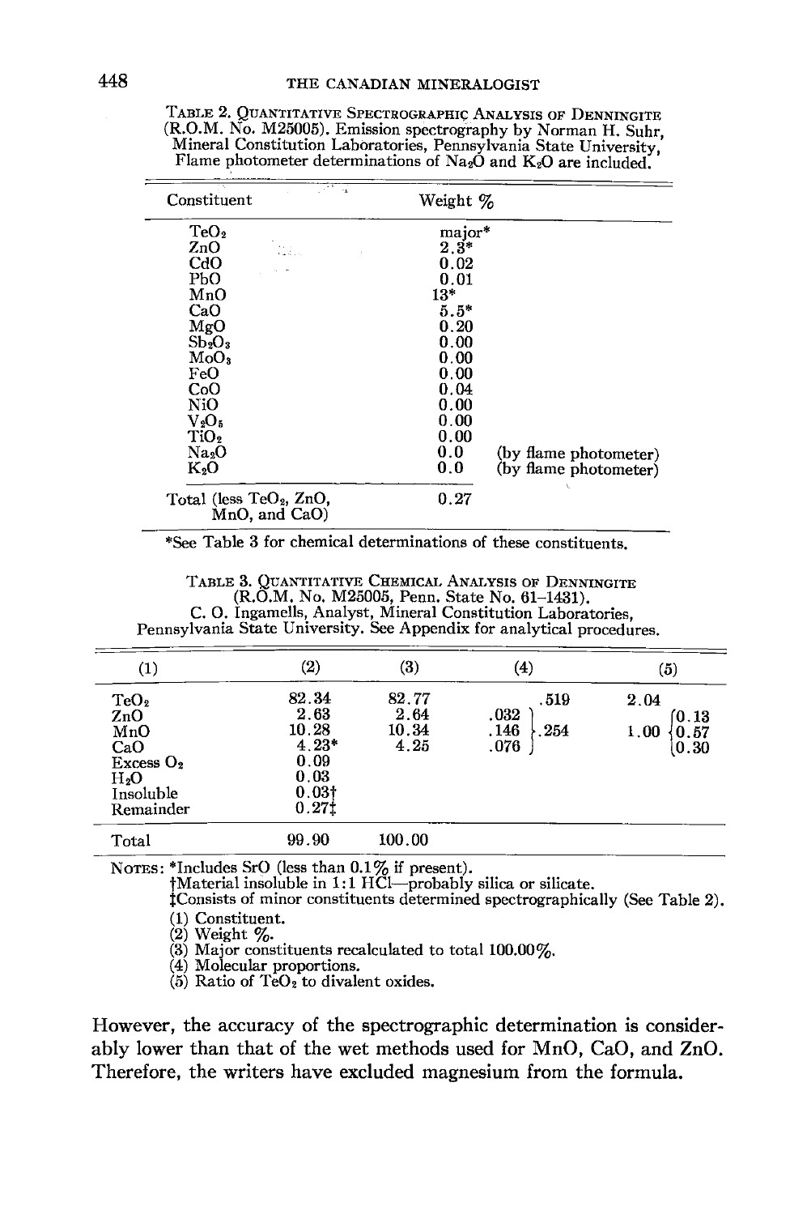TABLE 2. QUANTITATIVE SPECTROGRAPHIC ANALYSIS OF DENNINGITE (R.O.M. No. M25005). Emission spectrography by Norman H. Suhr, Mineral Constitution Laboratories, Pennsylvania State University, Flame photometer determinations of $Na_2O$ and $K_2O$ are included.

| Constituent | Weight % | |
|---|---|---|
| $TeO_2$ | major* | |
| ZnO | 2.3* | |
| CdO | 0.02 | |
| PbO | 0.01 | |
| MnO | 13* | |
| CaO | 5.5* | |
| MgO | 0.20 | |
| $Sb_2O_3$ | 0.00 | |
| $MoO_3$ | 0.00 | |
| FeO | 0.00 | |
| CoO | 0.04 | |
| NiO | 0.00 | |
| $V_2O_5$ | 0.00 | |
| $TiO_2$ | 0.00 | |
| $Na_2O$ | 0.0 | (by flame photometer) |
| $K_2O$ | 0.0 | (by flame photometer) |
| Total (less $TeO_2$, ZnO, MnO, and CaO) | 0.27 | |

*See Table 3 for chemical determinations of these constituents.

TABLE 3. QUANTITATIVE CHEMICAL ANALYSIS OF DENNINGITE (R.O.M. No. M25005, Penn. State No. 61-1431). C. O. Ingamells, Analyst, Mineral Constitution Laboratories, Pennsylvania State University. See Appendix for analytical procedures.

| (1) | (2) | (3) | (4) | | (5) | |
|---|---|---|---|---|---|---|
| $TeO_2$ | 82.34 | 82.77 | | .519 | 2.04 | |
| ZnO | 2.63 | 2.64 | .032 | | | 0.13 |
| MnO | 10.28 | 10.34 | .146 | .254 | 1.00 | 0.57 |
| CaO | 4.23* | 4.25 | .076 | | | 0.30 |
| Excess $O_2$ | 0.09 | | | | | |
| $H_2O$ | 0.03 | | | | | |
| Insoluble | 0.03† | | | | | |
| Remainder | 0.27‡ | | | | | |
| Total | 99.90 | 100.00 | | | | |

NOTES: *Includes SrO (less than 0.1% if present).
†Material insoluble in 1:1 HCl—probably silica or silicate.
‡Consists of minor constituents determined spectrographically (See Table 2).
(1) Constituent.
(2) Weight %.
(3) Major constituents recalculated to total 100.00%.
(4) Molecular proportions.
(5) Ratio of $TeO_2$ to divalent oxides.

However, the accuracy of the spectrographic determination is considerably lower than that of the wet methods used for MnO, CaO, and ZnO. Therefore, the writers have excluded magnesium from the formula.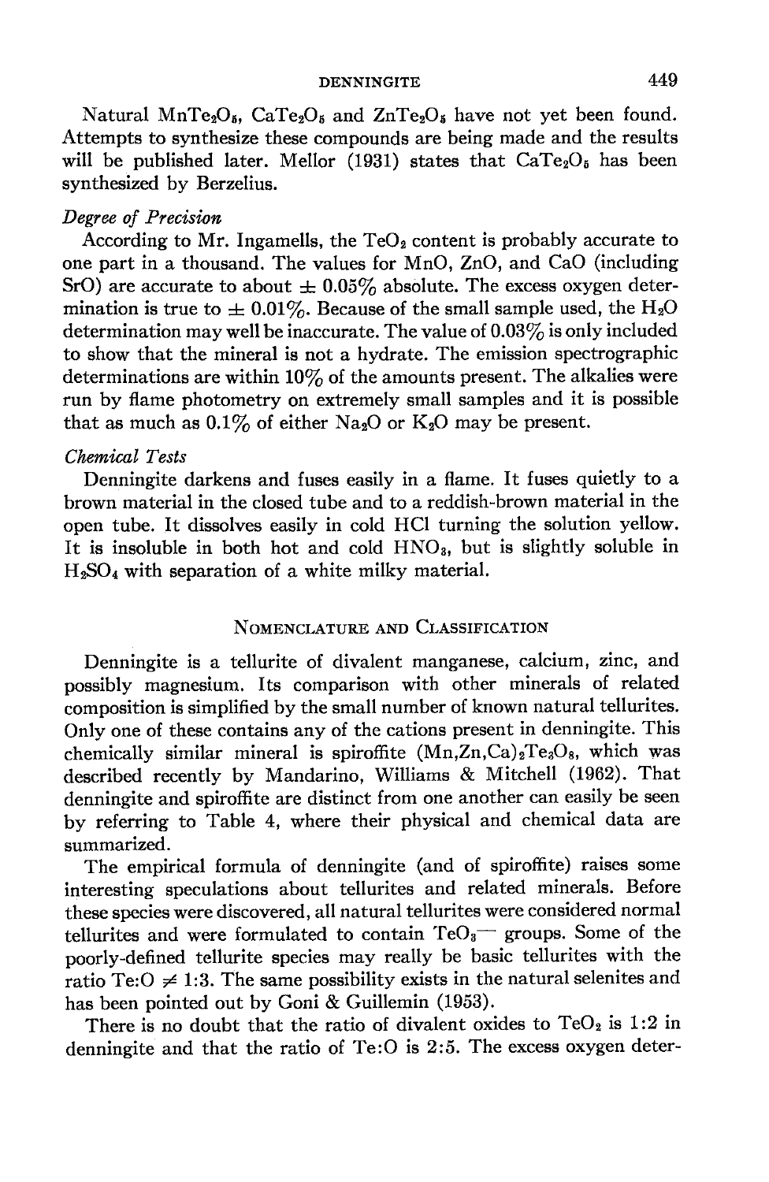Natural $MnTe_2O_5$, $CaTe_2O_5$ and $ZnTe_2O_5$ have not yet been found. Attempts to synthesize these compounds are being made and the results will be published later. Mellor (1931) states that $CaTe_2O_5$ has been synthesized by Berzelius.

*Degree of Precision*

According to Mr. Ingamells, the $TeO_2$ content is probably accurate to one part in a thousand. The values for MnO, ZnO, and CaO (including SrO) are accurate to about $\pm$ 0.05% absolute. The excess oxygen determination is true to $\pm$ 0.01%. Because of the small sample used, the $H_2O$ determination may well be inaccurate. The value of 0.03% is only included to show that the mineral is not a hydrate. The emission spectrographic determinations are within 10% of the amounts present. The alkalies were run by flame photometry on extremely small samples and it is possible that as much as 0.1% of either $Na_2O$ or $K_2O$ may be present.

*Chemical Tests*

Denningite darkens and fuses easily in a flame. It fuses quietly to a brown material in the closed tube and to a reddish-brown material in the open tube. It dissolves easily in cold HCl turning the solution yellow. It is insoluble in both hot and cold $HNO_3$, but is slightly soluble in $H_2SO_4$ with separation of a white milky material.

## Nomenclature and Classification

Denningite is a tellurite of divalent manganese, calcium, zinc, and possibly magnesium. Its comparison with other minerals of related composition is simplified by the small number of known natural tellurites. Only one of these contains any of the cations present in denningite. This chemically similar mineral is spiroffite $(Mn,Zn,Ca)_2Te_3O_8$, which was described recently by Mandarino, Williams & Mitchell (1962). That denningite and spiroffite are distinct from one another can easily be seen by referring to Table 4, where their physical and chemical data are summarized.

The empirical formula of denningite (and of spiroffite) raises some interesting speculations about tellurites and related minerals. Before these species were discovered, all natural tellurites were considered normal tellurites and were formulated to contain $TeO_3^{--}$ groups. Some of the poorly-defined tellurite species may really be basic tellurites with the ratio Te:O $\neq$ 1:3. The same possibility exists in the natural selenites and has been pointed out by Goni & Guillemin (1953).

There is no doubt that the ratio of divalent oxides to $TeO_2$ is 1:2 in denningite and that the ratio of Te:O is 2:5. The excess oxygen deter-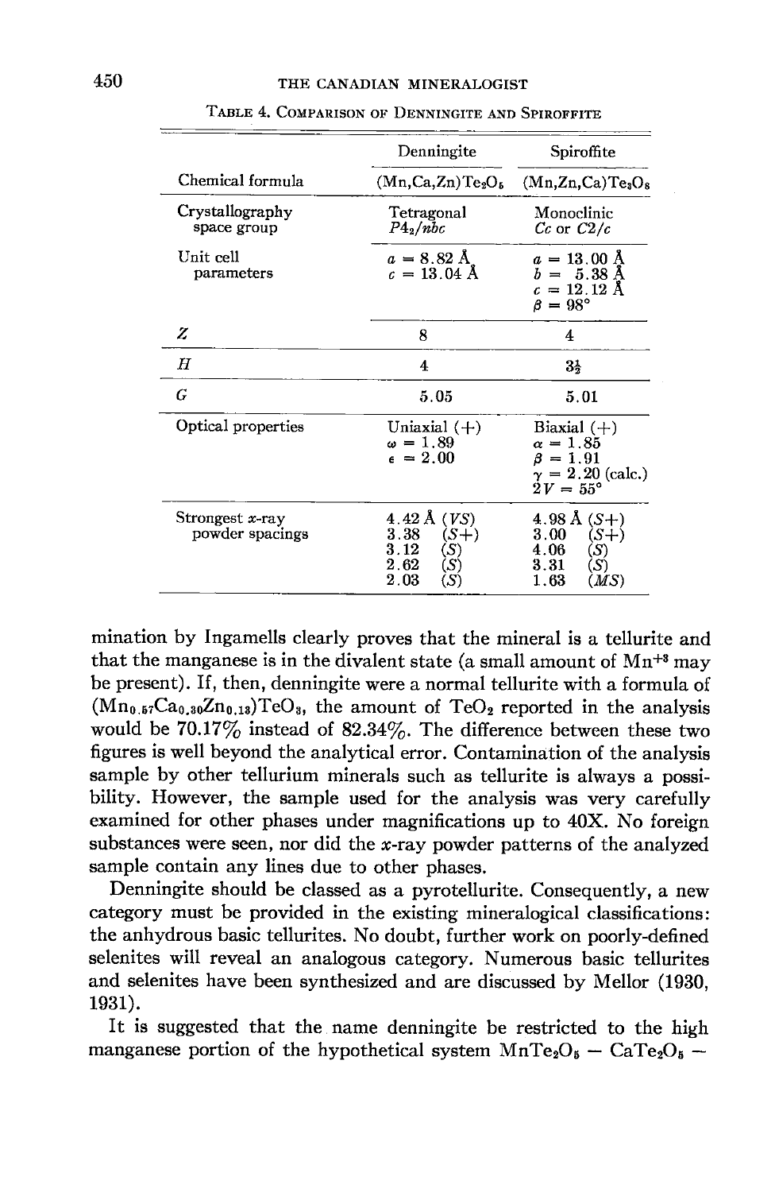TABLE 4. COMPARISON OF DENNINGITE AND SPIROFFITE

| | Denningite | Spiroffite |
|---|---|---|
| Chemical formula | $(Mn,Ca,Zn)Te_2O_5$ | $(Mn,Zn,Ca)Te_3O_8$ |
| Crystallography space group | Tetragonal $P4_2/nbc$ | Monoclinic $Cc$ or $C2/c$ |
| Unit cell parameters | $a = 8.82$ Å<br>$c = 13.04$ Å | $a = 13.00$ Å<br>$b = 5.38$ Å<br>$c = 12.12$ Å<br>$\beta = 98°$ |
| $Z$ | 8 | 4 |
| $H$ | 4 | $3\frac{1}{2}$ |
| $G$ | 5.05 | 5.01 |
| Optical properties | Uniaxial (+)<br>$\omega = 1.89$<br>$\epsilon = 2.00$ | Biaxial (+)<br>$\alpha = 1.85$<br>$\beta = 1.91$<br>$\gamma = 2.20$ (calc.)<br>$2V = 55°$ |
| Strongest *x*-ray powder spacings | 4.42 Å (*VS*)<br>3.38 (*S*+)<br>3.12 (*S*)<br>2.62 (*S*)<br>2.03 (*S*) | 4.98 Å (*S*+)<br>3.00 (*S*+)<br>4.06 (*S*)<br>3.31 (*S*)<br>1.63 (*MS*) |

mination by Ingamells clearly proves that the mineral is a tellurite and that the manganese is in the divalent state (a small amount of $Mn^{+3}$ may be present). If, then, denningite were a normal tellurite with a formula of $(Mn_{0.57}Ca_{0.30}Zn_{0.13})TeO_3$, the amount of $TeO_2$ reported in the analysis would be 70.17% instead of 82.34%. The difference between these two figures is well beyond the analytical error. Contamination of the analysis sample by other tellurium minerals such as tellurite is always a possibility. However, the sample used for the analysis was very carefully examined for other phases under magnifications up to 40X. No foreign substances were seen, nor did the *x*-ray powder patterns of the analyzed sample contain any lines due to other phases.

Denningite should be classed as a pyrotellurite. Consequently, a new category must be provided in the existing mineralogical classifications: the anhydrous basic tellurites. No doubt, further work on poorly-defined selenites will reveal an analogous category. Numerous basic tellurites and selenites have been synthesized and are discussed by Mellor (1930, 1931).

It is suggested that the name denningite be restricted to the high manganese portion of the hypothetical system $MnTe_2O_5$ — $CaTe_2O_5$ —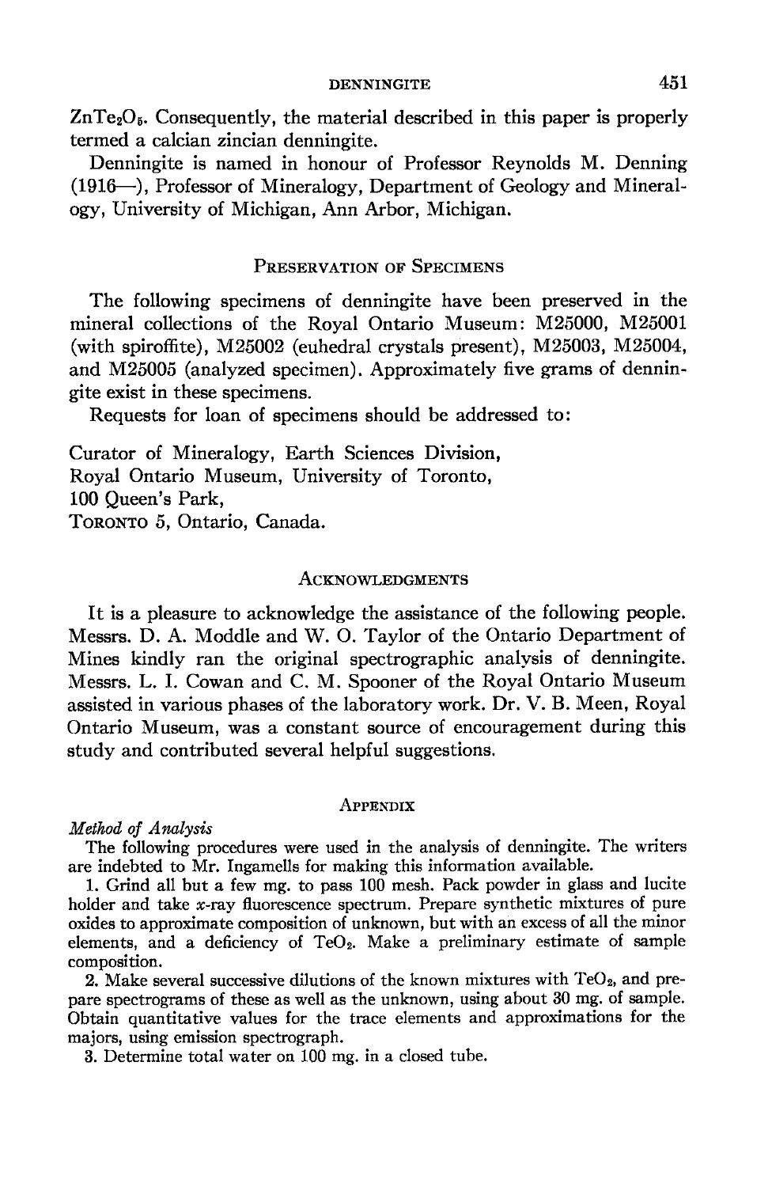$ZnTe_2O_5$. Consequently, the material described in this paper is properly termed a calcian zincian denningite.

Denningite is named in honour of Professor Reynolds M. Denning (1916—), Professor of Mineralogy, Department of Geology and Mineralogy, University of Michigan, Ann Arbor, Michigan.

## Preservation of Specimens

The following specimens of denningite have been preserved in the mineral collections of the Royal Ontario Museum: M25000, M25001 (with spiroffite), M25002 (euhedral crystals present), M25003, M25004, and M25005 (analyzed specimen). Approximately five grams of denningite exist in these specimens.

Requests for loan of specimens should be addressed to:

Curator of Mineralogy, Earth Sciences Division,
Royal Ontario Museum, University of Toronto,
100 Queen's Park,
TORONTO 5, Ontario, Canada.

## Acknowledgments

It is a pleasure to acknowledge the assistance of the following people. Messrs. D. A. Moddle and W. O. Taylor of the Ontario Department of Mines kindly ran the original spectrographic analysis of denningite. Messrs. L. I. Cowan and C. M. Spooner of the Royal Ontario Museum assisted in various phases of the laboratory work. Dr. V. B. Meen, Royal Ontario Museum, was a constant source of encouragement during this study and contributed several helpful suggestions.

## Appendix

*Method of Analysis*

The following procedures were used in the analysis of denningite. The writers are indebted to Mr. Ingamells for making this information available.

1. Grind all but a few mg. to pass 100 mesh. Pack powder in glass and lucite holder and take *x*-ray fluorescence spectrum. Prepare synthetic mixtures of pure oxides to approximate composition of unknown, but with an excess of all the minor elements, and a deficiency of $TeO_2$. Make a preliminary estimate of sample composition.

2. Make several successive dilutions of the known mixtures with $TeO_2$, and prepare spectrograms of these as well as the unknown, using about 30 mg. of sample. Obtain quantitative values for the trace elements and approximations for the majors, using emission spectrograph.

3. Determine total water on 100 mg. in a closed tube.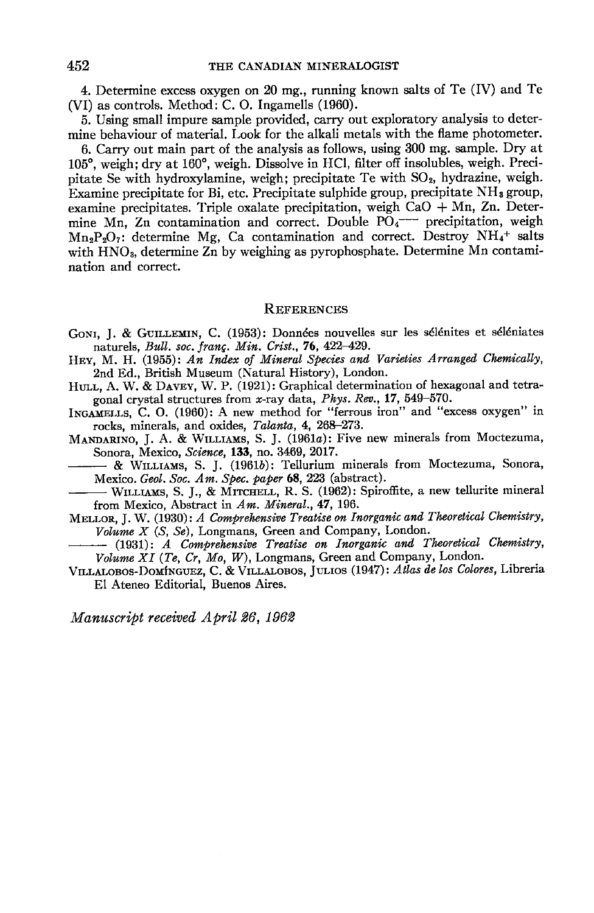4. Determine excess oxygen on 20 mg., running known salts of Te (IV) and Te (VI) as controls. Method: C. O. Ingamells (1960).

5. Using small impure sample provided, carry out exploratory analysis to determine behaviour of material. Look for the alkali metals with the flame photometer.

6. Carry out main part of the analysis as follows, using 300 mg. sample. Dry at 105°, weigh; dry at 160°, weigh. Dissolve in HCl, filter off insolubles, weigh. Precipitate Se with hydroxylamine, weigh; precipitate Te with $SO_2$, hydrazine, weigh. Examine precipitate for Bi, etc. Precipitate sulphide group, precipitate $NH_3$ group, examine precipitates. Triple oxalate precipitation, weigh CaO + Mn, Zn. Determine Mn, Zn contamination and correct. Double $PO_4^{---}$ precipitation, weigh $Mn_2P_2O_7$: determine Mg, Ca contamination and correct. Destroy $NH_4^+$ salts with $HNO_3$, determine Zn by weighing as pyrophosphate. Determine Mn contamination and correct.

## References

Goni, J. & Guillemin, C. (1953): Données nouvelles sur les sélénites et séléniates naturels, *Bull. soc. franç. Min. Crist.*, **76**, 422–429.

Hey, M. H. (1955): *An Index of Mineral Species and Varieties Arranged Chemically*, 2nd Ed., British Museum (Natural History), London.

Hull, A. W. & Davey, W. P. (1921): Graphical determination of hexagonal and tetragonal crystal structures from *x*-ray data, *Phys. Rev.*, **17**, 549–570.

Ingamells, C. O. (1960): A new method for "ferrous iron" and "excess oxygen" in rocks, minerals, and oxides, *Talanta*, **4**, 268–273.

Mandarino, J. A. & Williams, S. J. (1961*a*): Five new minerals from Moctezuma, Sonora, Mexico, *Science*, **133**, no. 3469, 2017.

——— & Williams, S. J. (1961*b*): Tellurium minerals from Moctezuma, Sonora, Mexico. *Geol. Soc. Am. Spec. paper* **68**, 223 (abstract).

——— Williams, S. J., & Mitchell, R. S. (1962): Spiroffite, a new tellurite mineral from Mexico, Abstract in *Am. Mineral.*, **47**, 196.

Mellor, J. W. (1930): *A Comprehensive Treatise on Inorganic and Theoretical Chemistry, Volume X (S, Se)*, Longmans, Green and Company, London.

——— (1931): *A Comprehensive Treatise on Inorganic and Theoretical Chemistry, Volume XI (Te, Cr, Mo, W)*, Longmans, Green and Company, London.

Villalobos-Domínguez, C. & Villalobos, Julios (1947): *Atlas de los Colores*, Libreria El Ateneo Editorial, Buenos Aires.

*Manuscript received April 26, 1962*